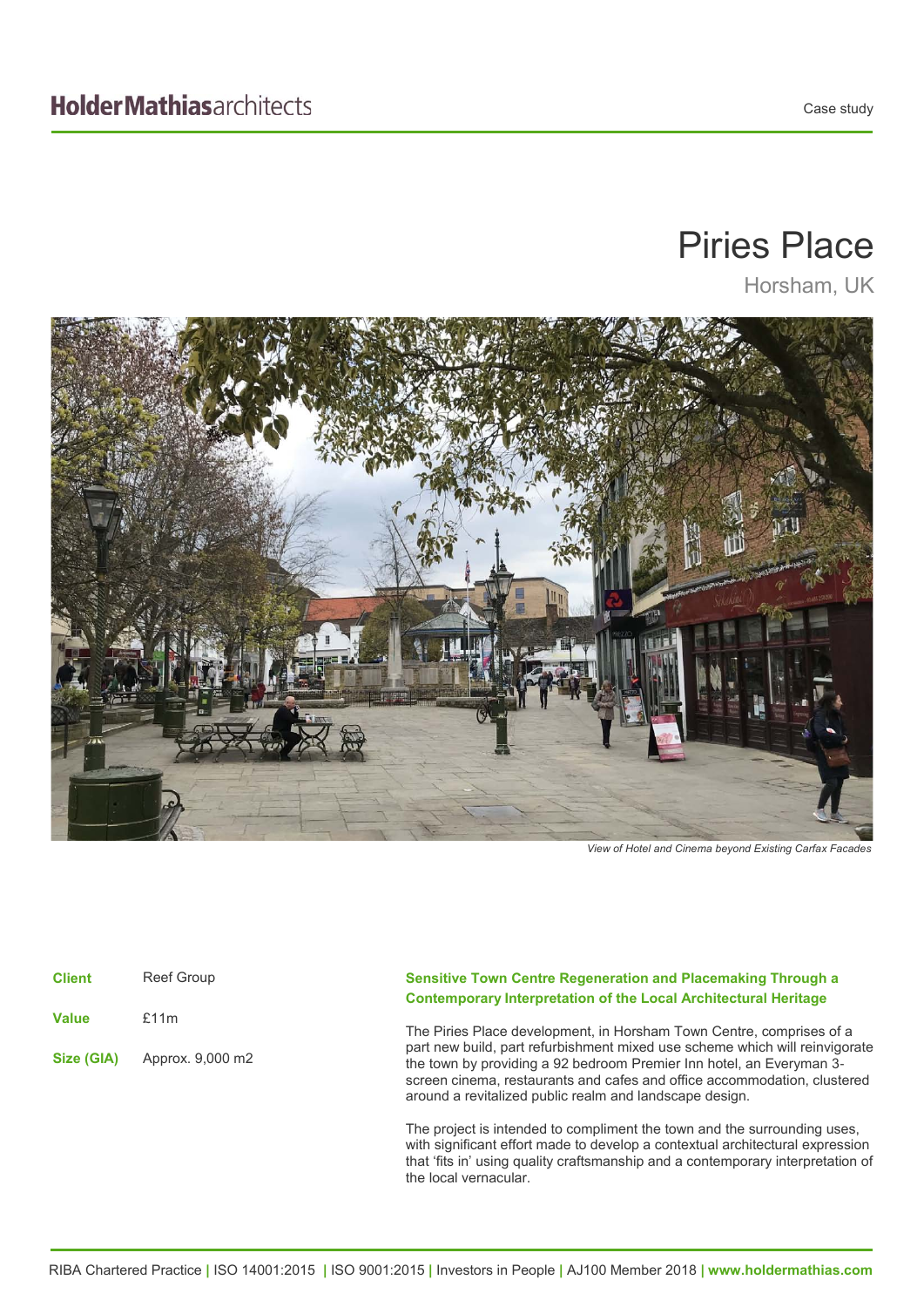HolderMathiasarchitects

Case study

# Piries Place

## Horsham, UK

*View of Hotel and Cinema beyond Existing Carfax Facades*

**Client** Reef Group

**Value** £11m

**Size (GIA)** Approx. 9,000 m2

### Sensitive Town Centre Regeneration and Placemaking Through a Contemporary Interpretation of the Local Architectural Heritage

The Piries Place development, in Horsham Town Centre, comprises of a part new build, part refurbishment mixed use scheme which will reinvigorate the town by providing a 92 bedroom Premier Inn hotel, an Everyman 3-screen cinema, restaurants and cafes and office accommodation, clustered around a revitalized public realm and landscape design.

The project is intended to compliment the town and the surrounding uses, with significant effort made to develop a contextual architectural expression that 'fits in' using quality craftsmanship and a contemporary interpretation of the local vernacular.

RIBA Chartered Practice | ISO 14001:2015 | ISO 9001:2015 | Investors in People | AJ100 Member 2018 | www.holdermathias.com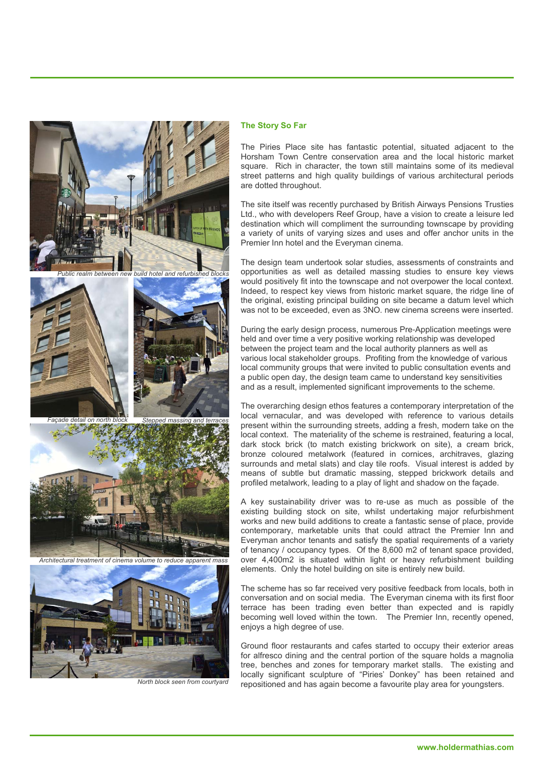Public realm between new build hotel and refurbished blocks

Façade detail on north block

Stepped massing and terraces

Architectural treatment of cinema volume to reduce apparent mass

North block seen from courtyard

## The Story So Far

The Piries Place site has fantastic potential, situated adjacent to the Horsham Town Centre conservation area and the local historic market square. Rich in character, the town still maintains some of its medieval street patterns and high quality buildings of various architectural periods are dotted throughout.

The site itself was recently purchased by British Airways Pensions Trusties Ltd., who with developers Reef Group, have a vision to create a leisure led destination which will compliment the surrounding townscape by providing a variety of units of varying sizes and uses and offer anchor units in the Premier Inn hotel and the Everyman cinema.

The design team undertook solar studies, assessments of constraints and opportunities as well as detailed massing studies to ensure key views would positively fit into the townscape and not overpower the local context. Indeed, to respect key views from historic market square, the ridge line of the original, existing principal building on site became a datum level which was not to be exceeded, even as 3NO. new cinema screens were inserted.

During the early design process, numerous Pre-Application meetings were held and over time a very positive working relationship was developed between the project team and the local authority planners as well as various local stakeholder groups. Profiting from the knowledge of various local community groups that were invited to public consultation events and a public open day, the design team came to understand key sensitivities and as a result, implemented significant improvements to the scheme.

The overarching design ethos features a contemporary interpretation of the local vernacular, and was developed with reference to various details present within the surrounding streets, adding a fresh, modern take on the local context. The materiality of the scheme is restrained, featuring a local, dark stock brick (to match existing brickwork on site), a cream brick, bronze coloured metalwork (featured in cornices, architraves, glazing surrounds and metal slats) and clay tile roofs. Visual interest is added by means of subtle but dramatic massing, stepped brickwork details and profiled metalwork, leading to a play of light and shadow on the façade.

A key sustainability driver was to re-use as much as possible of the existing building stock on site, whilst undertaking major refurbishment works and new build additions to create a fantastic sense of place, provide contemporary, marketable units that could attract the Premier Inn and Everyman anchor tenants and satisfy the spatial requirements of a variety of tenancy / occupancy types. Of the 8,600 m2 of tenant space provided, over 4,400m2 is situated within light or heavy refurbishment building elements. Only the hotel building on site is entirely new build.

The scheme has so far received very positive feedback from locals, both in conversation and on social media. The Everyman cinema with its first floor terrace has been trading even better than expected and is rapidly becoming well loved within the town. The Premier Inn, recently opened, enjoys a high degree of use.

Ground floor restaurants and cafes started to occupy their exterior areas for alfresco dining and the central portion of the square holds a magnolia tree, benches and zones for temporary market stalls. The existing and locally significant sculpture of "Piries' Donkey" has been retained and repositioned and has again become a favourite play area for youngsters.

www.holdermathias.com